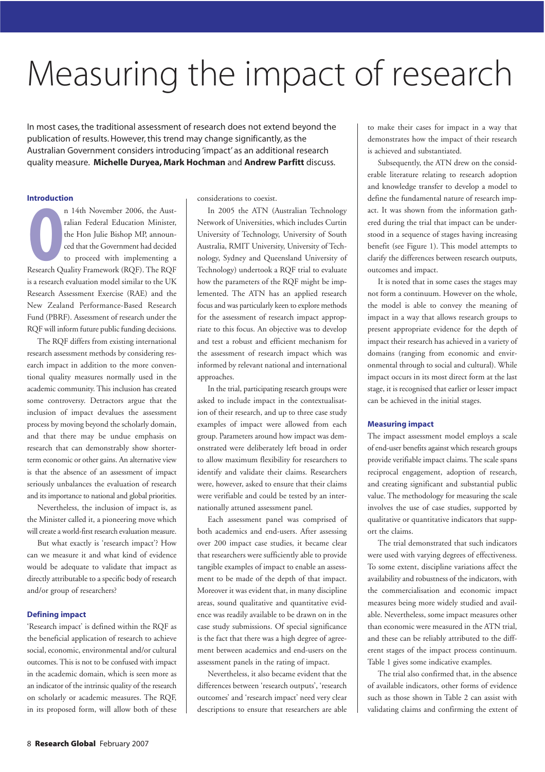# Measuring the impact of research

In most cases, the traditional assessment of research does not extend beyond the publication of results. However, this trend may change significantly, as the Australian Government considers introducing 'impact' as an additional research quality measure. **Michelle Duryea, Mark Hochman** and **Andrew Parfitt** discuss.

## Introduction

On 14th November 2006, the Australian Federal Education Minister, the Hon Julie Bishop MP, announced that the Government had decided to proceed with implementing a Research Quality Framework (RQF). The RQF is a research evaluation model similar to the UK Research Assessment Exercise (RAE) and the New Zealand Performance-Based Research Fund (PBRF). Assessment of research under the RQF will inform future public funding decisions.

The RQF differs from existing international research assessment methods by considering research impact in addition to the more conventional quality measures normally used in the academic community. This inclusion has created some controversy. Detractors argue that the inclusion of impact devalues the assessment process by moving beyond the scholarly domain, and that there may be undue emphasis on research that can demonstrably show shorter-term economic or other gains. An alternative view is that the absence of an assessment of impact seriously unbalances the evaluation of research and its importance to national and global priorities.

Nevertheless, the inclusion of impact is, as the Minister called it, a pioneering move which will create a world-first research evaluation measure.

But what exactly is 'research impact'? How can we measure it and what kind of evidence would be adequate to validate that impact as directly attributable to a specific body of research and/or group of researchers?

## Defining impact

'Research impact' is defined within the RQF as the beneficial application of research to achieve social, economic, environmental and/or cultural outcomes. This is not to be confused with impact in the academic domain, which is seen more as an indicator of the intrinsic quality of the research on scholarly or academic measures. The RQF, in its proposed form, will allow both of these considerations to coexist.

In 2005 the ATN (Australian Technology Network of Universities, which includes Curtin University of Technology, University of South Australia, RMIT University, University of Technology, Sydney and Queensland University of Technology) undertook a RQF trial to evaluate how the parameters of the RQF might be implemented. The ATN has an applied research focus and was particularly keen to explore methods for the assessment of research impact appropriate to this focus. An objective was to develop and test a robust and efficient mechanism for the assessment of research impact which was informed by relevant national and international approaches.

In the trial, participating research groups were asked to include impact in the contextualisation of their research, and up to three case study examples of impact were allowed from each group. Parameters around how impact was demonstrated were deliberately left broad in order to allow maximum flexibility for researchers to identify and validate their claims. Researchers were, however, asked to ensure that their claims were verifiable and could be tested by an internationally attuned assessment panel.

Each assessment panel was comprised of both academics and end-users. After assessing over 200 impact case studies, it became clear that researchers were sufficiently able to provide tangible examples of impact to enable an assessment to be made of the depth of that impact. Moreover it was evident that, in many discipline areas, sound qualitative and quantitative evidence was readily available to be drawn on in the case study submissions. Of special significance is the fact that there was a high degree of agreement between academics and end-users on the assessment panels in the rating of impact.

Nevertheless, it also became evident that the differences between 'research outputs', 'research outcomes' and 'research impact' need very clear descriptions to ensure that researchers are able to make their cases for impact in a way that demonstrates how the impact of their research is achieved and substantiated.

Subsequently, the ATN drew on the considerable literature relating to research adoption and knowledge transfer to develop a model to define the fundamental nature of research impact. It was shown from the information gathered during the trial that impact can be understood in a sequence of stages having increasing benefit (see Figure 1). This model attempts to clarify the differences between research outputs, outcomes and impact.

It is noted that in some cases the stages may not form a continuum. However on the whole, the model is able to convey the meaning of impact in a way that allows research groups to present appropriate evidence for the depth of impact their research has achieved in a variety of domains (ranging from economic and environmental through to social and cultural). While impact occurs in its most direct form at the last stage, it is recognised that earlier or lesser impact can be achieved in the initial stages.

## Measuring impact

The impact assessment model employs a scale of end-user benefits against which research groups provide verifiable impact claims. The scale spans reciprocal engagement, adoption of research, and creating significant and substantial public value. The methodology for measuring the scale involves the use of case studies, supported by qualitative or quantitative indicators that support the claims.

The trial demonstrated that such indicators were used with varying degrees of effectiveness. To some extent, discipline variations affect the availability and robustness of the indicators, with the commercialisation and economic impact measures being more widely studied and available. Nevertheless, some impact measures other than economic were measured in the ATN trial, and these can be reliably attributed to the different stages of the impact process continuum. Table 1 gives some indicative examples.

The trial also confirmed that, in the absence of available indicators, other forms of evidence such as those shown in Table 2 can assist with validating claims and confirming the extent of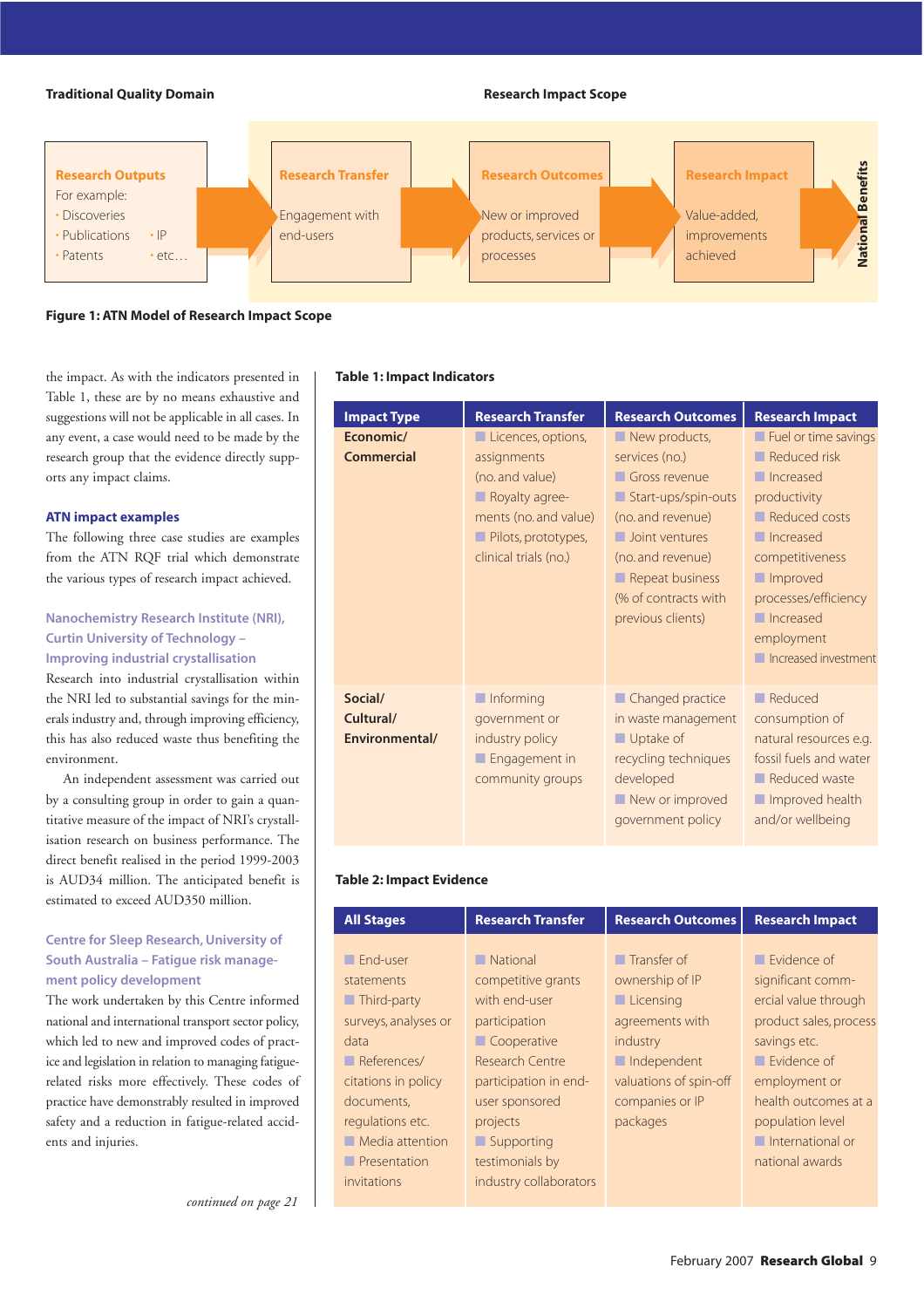**Traditional Quality Domain** | **Research Impact Scope**

| Research Outputs | Research Transfer | Research Outcomes | Research Impact | National Benefits |
|---|---|---|---|---|
| For example: • Discoveries • Publications • IP • Patents • etc… | Engagement with end-users | New or improved products, services or processes | Value-added, improvements achieved | |

**Figure 1: ATN Model of Research Impact Scope**

the impact. As with the indicators presented in Table 1, these are by no means exhaustive and suggestions will not be applicable in all cases. In any event, a case would need to be made by the research group that the evidence directly supports any impact claims.

### ATN impact examples

The following three case studies are examples from the ATN RQF trial which demonstrate the various types of research impact achieved.

#### Nanochemistry Research Institute (NRI), Curtin University of Technology – Improving industrial crystallisation

Research into industrial crystallisation within the NRI led to substantial savings for the minerals industry and, through improving efficiency, this has also reduced waste thus benefiting the environment.

An independent assessment was carried out by a consulting group in order to gain a quantitative measure of the impact of NRI's crystallisation research on business performance. The direct benefit realised in the period 1999-2003 is AUD34 million. The anticipated benefit is estimated to exceed AUD350 million.

#### Centre for Sleep Research, University of South Australia – Fatigue risk management policy development

The work undertaken by this Centre informed national and international transport sector policy, which led to new and improved codes of practice and legislation in relation to managing fatigue-related risks more effectively. These codes of practice have demonstrably resulted in improved safety and a reduction in fatigue-related accidents and injuries.

*continued on page 21*

**Table 1: Impact Indicators**

| Impact Type | Research Transfer | Research Outcomes | Research Impact |
|---|---|---|---|
| **Economic/ Commercial** | ■ Licences, options, assignments (no. and value)<br>■ Royalty agreements (no. and value)<br>■ Pilots, prototypes, clinical trials (no.) | ■ New products, services (no.)<br>■ Gross revenue<br>■ Start-ups/spin-outs (no. and revenue)<br>■ Joint ventures (no. and revenue)<br>■ Repeat business (% of contracts with previous clients) | ■ Fuel or time savings<br>■ Reduced risk<br>■ Increased productivity<br>■ Reduced costs<br>■ Increased competitiveness<br>■ Improved processes/efficiency<br>■ Increased employment<br>■ Increased investment |
| **Social/ Cultural/ Environmental/** | ■ Informing government or industry policy<br>■ Engagement in community groups | ■ Changed practice in waste management<br>■ Uptake of recycling techniques developed<br>■ New or improved government policy | ■ Reduced consumption of natural resources e.g. fossil fuels and water<br>■ Reduced waste<br>■ Improved health and/or wellbeing |

**Table 2: Impact Evidence**

| All Stages | Research Transfer | Research Outcomes | Research Impact |
|---|---|---|---|
| ■ End-user statements<br>■ Third-party surveys, analyses or data<br>■ References/ citations in policy documents, regulations etc.<br>■ Media attention<br>■ Presentation invitations | ■ National competitive grants with end-user participation<br>■ Cooperative Research Centre participation in end-user sponsored projects<br>■ Supporting testimonials by industry collaborators | ■ Transfer of ownership of IP<br>■ Licensing agreements with industry<br>■ Independent valuations of spin-off companies or IP packages | ■ Evidence of significant commercial value through product sales, process savings etc.<br>■ Evidence of employment or health outcomes at a population level<br>■ International or national awards |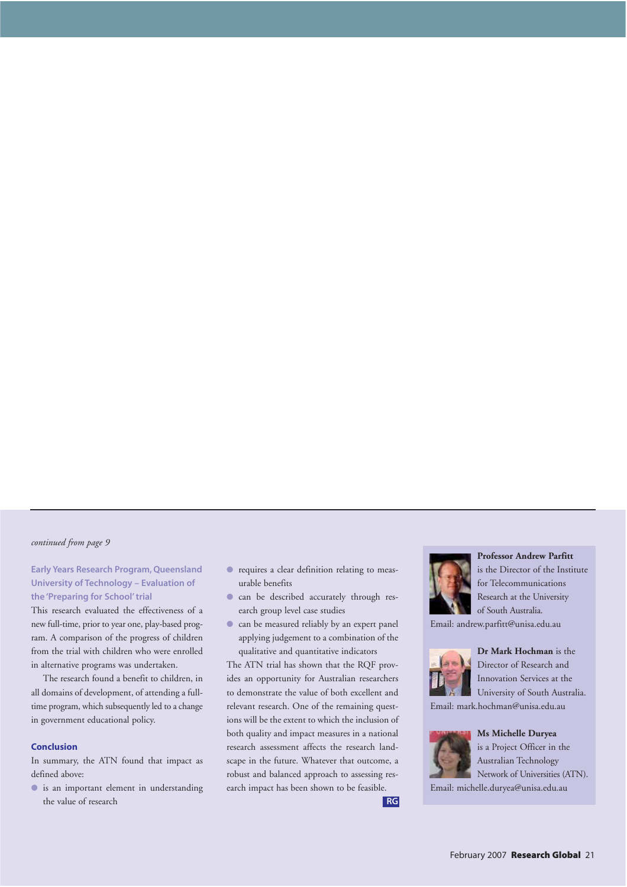*continued from page 9*

**Early Years Research Program, Queensland University of Technology – Evaluation of the 'Preparing for School' trial**

This research evaluated the effectiveness of a new full-time, prior to year one, play-based program. A comparison of the progress of children from the trial with children who were enrolled in alternative programs was undertaken.

The research found a benefit to children, in all domains of development, of attending a full-time program, which subsequently led to a change in government educational policy.

### Conclusion

In summary, the ATN found that impact as defined above:

- is an important element in understanding the value of research
- requires a clear definition relating to measurable benefits
- can be described accurately through research group level case studies
- can be measured reliably by an expert panel applying judgement to a combination of the qualitative and quantitative indicators

The ATN trial has shown that the RQF provides an opportunity for Australian researchers to demonstrate the value of both excellent and relevant research. One of the remaining questions will be the extent to which the inclusion of both quality and impact measures in a national research assessment affects the research landscape in the future. Whatever that outcome, a robust and balanced approach to assessing research impact has been shown to be feasible.

RG

**Professor Andrew Parfitt** is the Director of the Institute for Telecommunications Research at the University of South Australia.
Email: andrew.parfitt@unisa.edu.au

**Dr Mark Hochman** is the Director of Research and Innovation Services at the University of South Australia.
Email: mark.hochman@unisa.edu.au

**Ms Michelle Duryea** is a Project Officer in the Australian Technology Network of Universities (ATN).
Email: michelle.duryea@unisa.edu.au